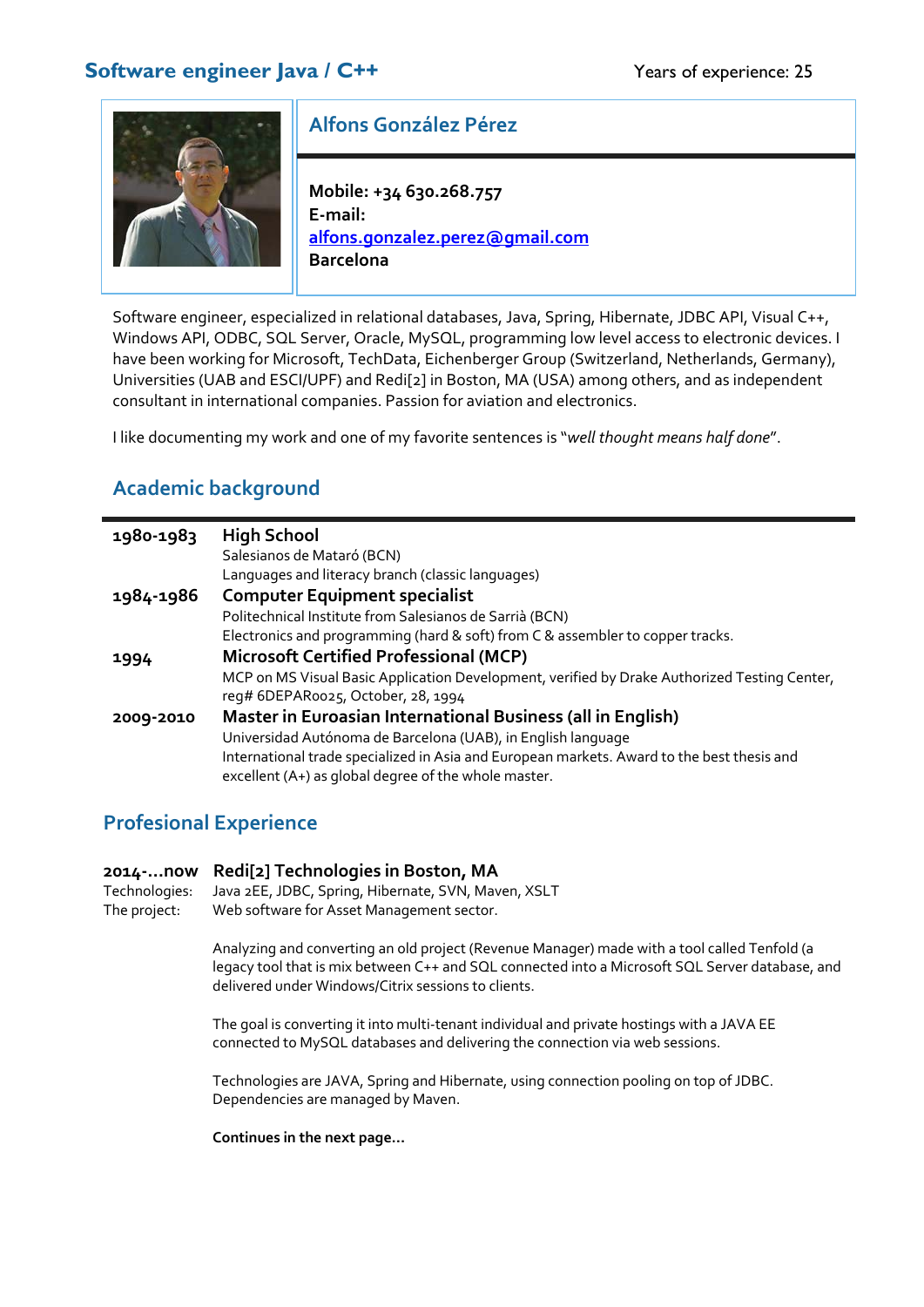## Software engineer Java / C++

Years of experience: 25

### Alfons González Pérez

**Mobile: +34 630.268.757**
**E-mail:**
**alfons.gonzalez.perez@gmail.com**
**Barcelona**

Software engineer, especialized in relational databases, Java, Spring, Hibernate, JDBC API, Visual C++, Windows API, ODBC, SQL Server, Oracle, MySQL, programming low level access to electronic devices. I have been working for Microsoft, TechData, Eichenberger Group (Switzerland, Netherlands, Germany), Universities (UAB and ESCI/UPF) and Redi[2] in Boston, MA (USA) among others, and as independent consultant in international companies. Passion for aviation and electronics.

I like documenting my work and one of my favorite sentences is "*well thought means half done*".

## Academic background

**1980-1983** — **High School**
Salesianos de Mataró (BCN)
Languages and literacy branch (classic languages)

**1984-1986** — **Computer Equipment specialist**
Politechnical Institute from Salesianos de Sarrià (BCN)
Electronics and programming (hard & soft) from C & assembler to copper tracks.

**1994** — **Microsoft Certified Professional (MCP)**
MCP on MS Visual Basic Application Development, verified by Drake Authorized Testing Center, reg# 6DEPAR0025, October, 28, 1994

**2009-2010** — **Master in Euroasian International Business (all in English)**
Universidad Autónoma de Barcelona (UAB), in English language
International trade specialized in Asia and European markets. Award to the best thesis and excellent (A+) as global degree of the whole master.

## Profesional Experience

**2014-…now** — **Redi[2] Technologies in Boston, MA**

Technologies: Java 2EE, JDBC, Spring, Hibernate, SVN, Maven, XSLT
The project: Web software for Asset Management sector.

Analyzing and converting an old project (Revenue Manager) made with a tool called Tenfold (a legacy tool that is mix between C++ and SQL connected into a Microsoft SQL Server database, and delivered under Windows/Citrix sessions to clients.

The goal is converting it into multi-tenant individual and private hostings with a JAVA EE connected to MySQL databases and delivering the connection via web sessions.

Technologies are JAVA, Spring and Hibernate, using connection pooling on top of JDBC. Dependencies are managed by Maven.

**Continues in the next page…**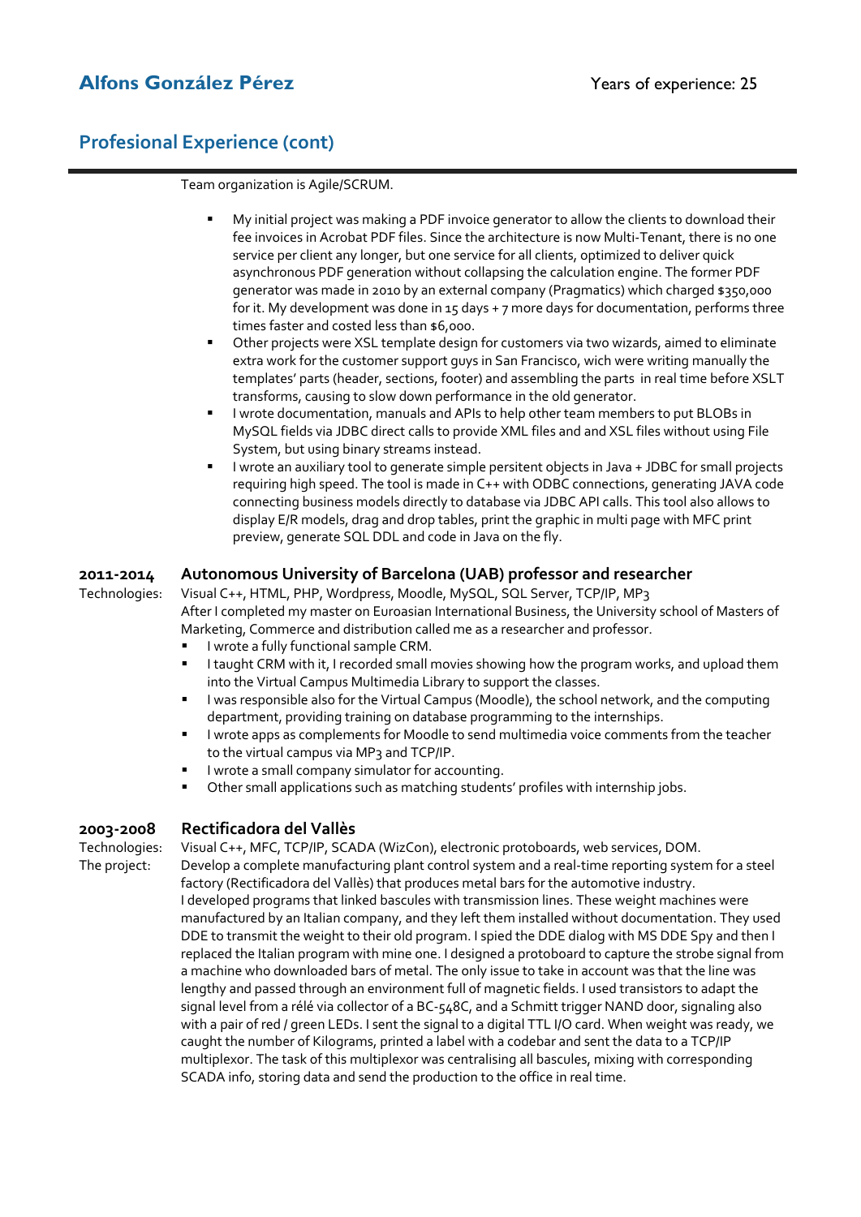# Alfons González Pérez

Years of experience: 25

## Profesional Experience (cont)

Team organization is Agile/SCRUM.

- My initial project was making a PDF invoice generator to allow the clients to download their fee invoices in Acrobat PDF files. Since the architecture is now Multi-Tenant, there is no one service per client any longer, but one service for all clients, optimized to deliver quick asynchronous PDF generation without collapsing the calculation engine. The former PDF generator was made in 2010 by an external company (Pragmatics) which charged $350,000 for it. My development was done in 15 days + 7 more days for documentation, performs three times faster and costed less than $6,000.
- Other projects were XSL template design for customers via two wizards, aimed to eliminate extra work for the customer support guys in San Francisco, wich were writing manually the templates' parts (header, sections, footer) and assembling the parts in real time before XSLT transforms, causing to slow down performance in the old generator.
- I wrote documentation, manuals and APIs to help other team members to put BLOBs in MySQL fields via JDBC direct calls to provide XML files and and XSL files without using File System, but using binary streams instead.
- I wrote an auxiliary tool to generate simple persitent objects in Java + JDBC for small projects requiring high speed. The tool is made in C++ with ODBC connections, generating JAVA code connecting business models directly to database via JDBC API calls. This tool also allows to display E/R models, drag and drop tables, print the graphic in multi page with MFC print preview, generate SQL DDL and code in Java on the fly.

### 2011-2014 Autonomous University of Barcelona (UAB) professor and researcher

Technologies: Visual C++, HTML, PHP, Wordpress, Moodle, MySQL, SQL Server, TCP/IP, MP3

After I completed my master on Euroasian International Business, the University school of Masters of Marketing, Commerce and distribution called me as a researcher and professor.

- I wrote a fully functional sample CRM.
- I taught CRM with it, I recorded small movies showing how the program works, and upload them into the Virtual Campus Multimedia Library to support the classes.
- I was responsible also for the Virtual Campus (Moodle), the school network, and the computing department, providing training on database programming to the internships.
- I wrote apps as complements for Moodle to send multimedia voice comments from the teacher to the virtual campus via MP3 and TCP/IP.
- I wrote a small company simulator for accounting.
- Other small applications such as matching students' profiles with internship jobs.

### 2003-2008 Rectificadora del Vallès

Technologies: Visual C++, MFC, TCP/IP, SCADA (WizCon), electronic protoboards, web services, DOM.

The project: Develop a complete manufacturing plant control system and a real-time reporting system for a steel factory (Rectificadora del Vallès) that produces metal bars for the automotive industry.

I developed programs that linked bascules with transmission lines. These weight machines were manufactured by an Italian company, and they left them installed without documentation. They used DDE to transmit the weight to their old program. I spied the DDE dialog with MS DDE Spy and then I replaced the Italian program with mine one. I designed a protoboard to capture the strobe signal from a machine who downloaded bars of metal. The only issue to take in account was that the line was lengthy and passed through an environment full of magnetic fields. I used transistors to adapt the signal level from a rélé via collector of a BC-548C, and a Schmitt trigger NAND door, signaling also with a pair of red / green LEDs. I sent the signal to a digital TTL I/O card. When weight was ready, we caught the number of Kilograms, printed a label with a codebar and sent the data to a TCP/IP multiplexor. The task of this multiplexor was centralising all bascules, mixing with corresponding SCADA info, storing data and send the production to the office in real time.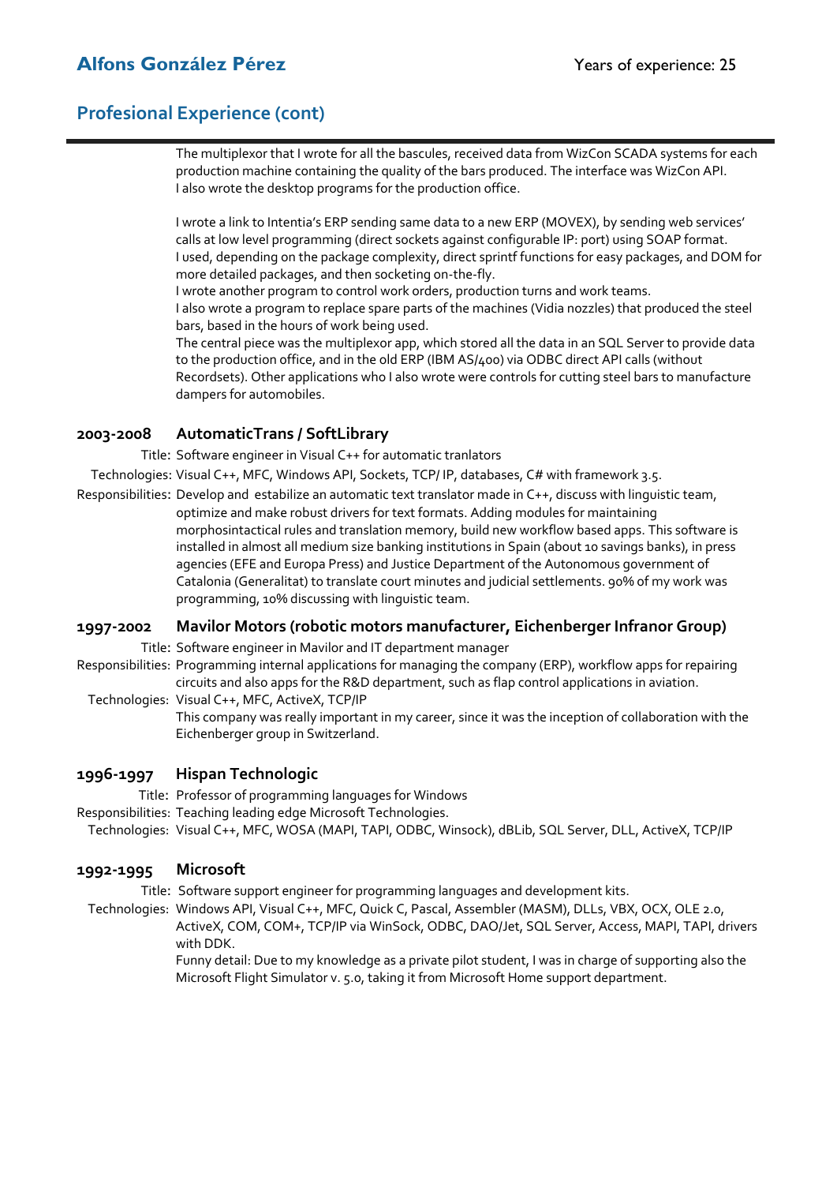## Profesional Experience (cont)

The multiplexor that I wrote for all the bascules, received data from WizCon SCADA systems for each production machine containing the quality of the bars produced. The interface was WizCon API.
I also wrote the desktop programs for the production office.

I wrote a link to Intentia's ERP sending same data to a new ERP (MOVEX), by sending web services' calls at low level programming (direct sockets against configurable IP: port) using SOAP format.
I used, depending on the package complexity, direct sprintf functions for easy packages, and DOM for more detailed packages, and then socketing on-the-fly.
I wrote another program to control work orders, production turns and work teams.
I also wrote a program to replace spare parts of the machines (Vidia nozzles) that produced the steel bars, based in the hours of work being used.
The central piece was the multiplexor app, which stored all the data in an SQL Server to provide data to the production office, and in the old ERP (IBM AS/400) via ODBC direct API calls (without Recordsets). Other applications who I also wrote were controls for cutting steel bars to manufacture dampers for automobiles.

### 2003-2008 AutomaticTrans / SoftLibrary

**Title:** Software engineer in Visual C++ for automatic tranlators

**Technologies:** Visual C++, MFC, Windows API, Sockets, TCP/ IP, databases, C# with framework 3.5.

**Responsibilities:** Develop and estabilize an automatic text translator made in C++, discuss with linguistic team, optimize and make robust drivers for text formats. Adding modules for maintaining morphosintactical rules and translation memory, build new workflow based apps. This software is installed in almost all medium size banking institutions in Spain (about 10 savings banks), in press agencies (EFE and Europa Press) and Justice Department of the Autonomous government of Catalonia (Generalitat) to translate court minutes and judicial settlements. 90% of my work was programming, 10% discussing with linguistic team.

### 1997-2002 Mavilor Motors (robotic motors manufacturer, Eichenberger Infranor Group)

**Title:** Software engineer in Mavilor and IT department manager

**Responsibilities:** Programming internal applications for managing the company (ERP), workflow apps for repairing circuits and also apps for the R&D department, such as flap control applications in aviation.

**Technologies:** Visual C++, MFC, ActiveX, TCP/IP

This company was really important in my career, since it was the inception of collaboration with the Eichenberger group in Switzerland.

### 1996-1997 Hispan Technologic

**Title:** Professor of programming languages for Windows

**Responsibilities:** Teaching leading edge Microsoft Technologies.

**Technologies:** Visual C++, MFC, WOSA (MAPI, TAPI, ODBC, Winsock), dBLib, SQL Server, DLL, ActiveX, TCP/IP

### 1992-1995 Microsoft

**Title:** Software support engineer for programming languages and development kits.

**Technologies:** Windows API, Visual C++, MFC, Quick C, Pascal, Assembler (MASM), DLLs, VBX, OCX, OLE 2.0, ActiveX, COM, COM+, TCP/IP via WinSock, ODBC, DAO/Jet, SQL Server, Access, MAPI, TAPI, drivers with DDK.

Funny detail: Due to my knowledge as a private pilot student, I was in charge of supporting also the Microsoft Flight Simulator v. 5.0, taking it from Microsoft Home support department.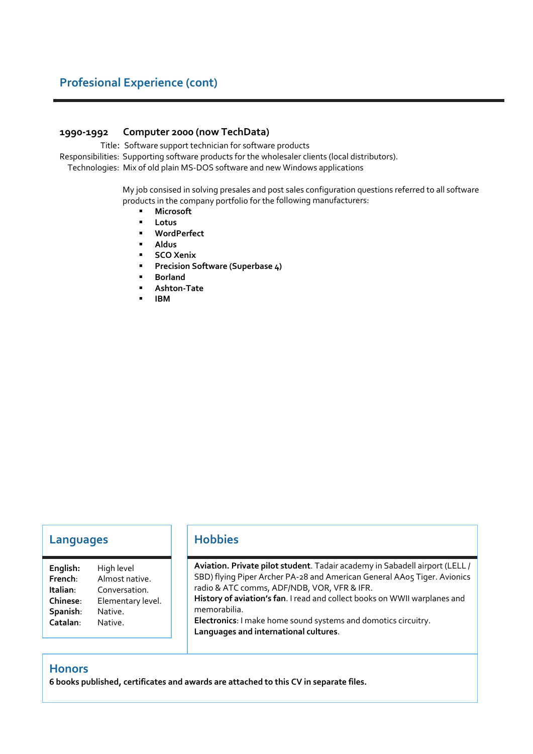## Profesional Experience (cont)

**1990-1992 Computer 2000 (now TechData)**

Title: Software support technician for software products
Responsibilities: Supporting software products for the wholesaler clients (local distributors).
Technologies: Mix of old plain MS-DOS software and new Windows applications

My job consised in solving presales and post sales configuration questions referred to all software products in the company portfolio for the following manufacturers:

- **Microsoft**
- **Lotus**
- **WordPerfect**
- **Aldus**
- **SCO Xenix**
- **Precision Software (Superbase 4)**
- **Borland**
- **Ashton-Tate**
- **IBM**

## Languages

| | |
|---|---|
| **English:** | High level |
| **French**: | Almost native. |
| **Italian**: | Conversation. |
| **Chinese**: | Elementary level. |
| **Spanish**: | Native. |
| **Catalan**: | Native. |

## Hobbies

**Aviation. Private pilot student**. Tadair academy in Sabadell airport (LELL / SBD) flying Piper Archer PA-28 and American General AA05 Tiger. Avionics radio & ATC comms, ADF/NDB, VOR, VFR & IFR.
**History of aviation's fan**. I read and collect books on WWII warplanes and memorabilia.
**Electronics**: I make home sound systems and domotics circuitry.
**Languages and international cultures**.

## Honors

**6 books published, certificates and awards are attached to this CV in separate files.**